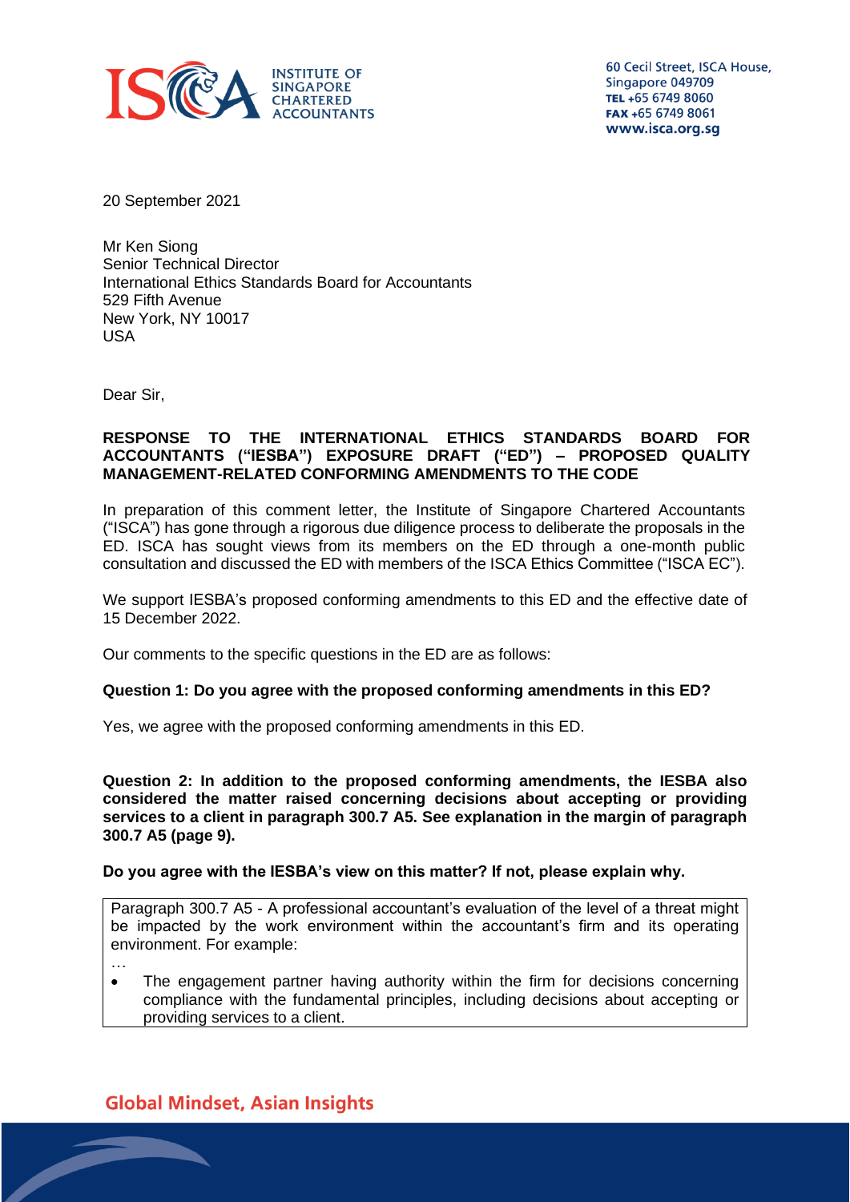**INSTITUTE OF SINGAPORE CHARTERED ACCOUNTANTS**

60 Cecil Street, ISCA House,
Singapore 049709
**TEL** +65 6749 8060
**FAX** +65 6749 8061
**www.isca.org.sg**

20 September 2021

Mr Ken Siong
Senior Technical Director
International Ethics Standards Board for Accountants
529 Fifth Avenue
New York, NY 10017
USA

Dear Sir,

**RESPONSE TO THE INTERNATIONAL ETHICS STANDARDS BOARD FOR ACCOUNTANTS ("IESBA") EXPOSURE DRAFT ("ED") – PROPOSED QUALITY MANAGEMENT-RELATED CONFORMING AMENDMENTS TO THE CODE**

In preparation of this comment letter, the Institute of Singapore Chartered Accountants ("ISCA") has gone through a rigorous due diligence process to deliberate the proposals in the ED. ISCA has sought views from its members on the ED through a one-month public consultation and discussed the ED with members of the ISCA Ethics Committee ("ISCA EC").

We support IESBA's proposed conforming amendments to this ED and the effective date of 15 December 2022.

Our comments to the specific questions in the ED are as follows:

**Question 1: Do you agree with the proposed conforming amendments in this ED?**

Yes, we agree with the proposed conforming amendments in this ED.

**Question 2: In addition to the proposed conforming amendments, the IESBA also considered the matter raised concerning decisions about accepting or providing services to a client in paragraph 300.7 A5. See explanation in the margin of paragraph 300.7 A5 (page 9).**

**Do you agree with the IESBA's view on this matter? If not, please explain why.**

> Paragraph 300.7 A5 - A professional accountant's evaluation of the level of a threat might be impacted by the work environment within the accountant's firm and its operating environment. For example:
>
> …
>
> - The engagement partner having authority within the firm for decisions concerning compliance with the fundamental principles, including decisions about accepting or providing services to a client.

**Global Mindset, Asian Insights**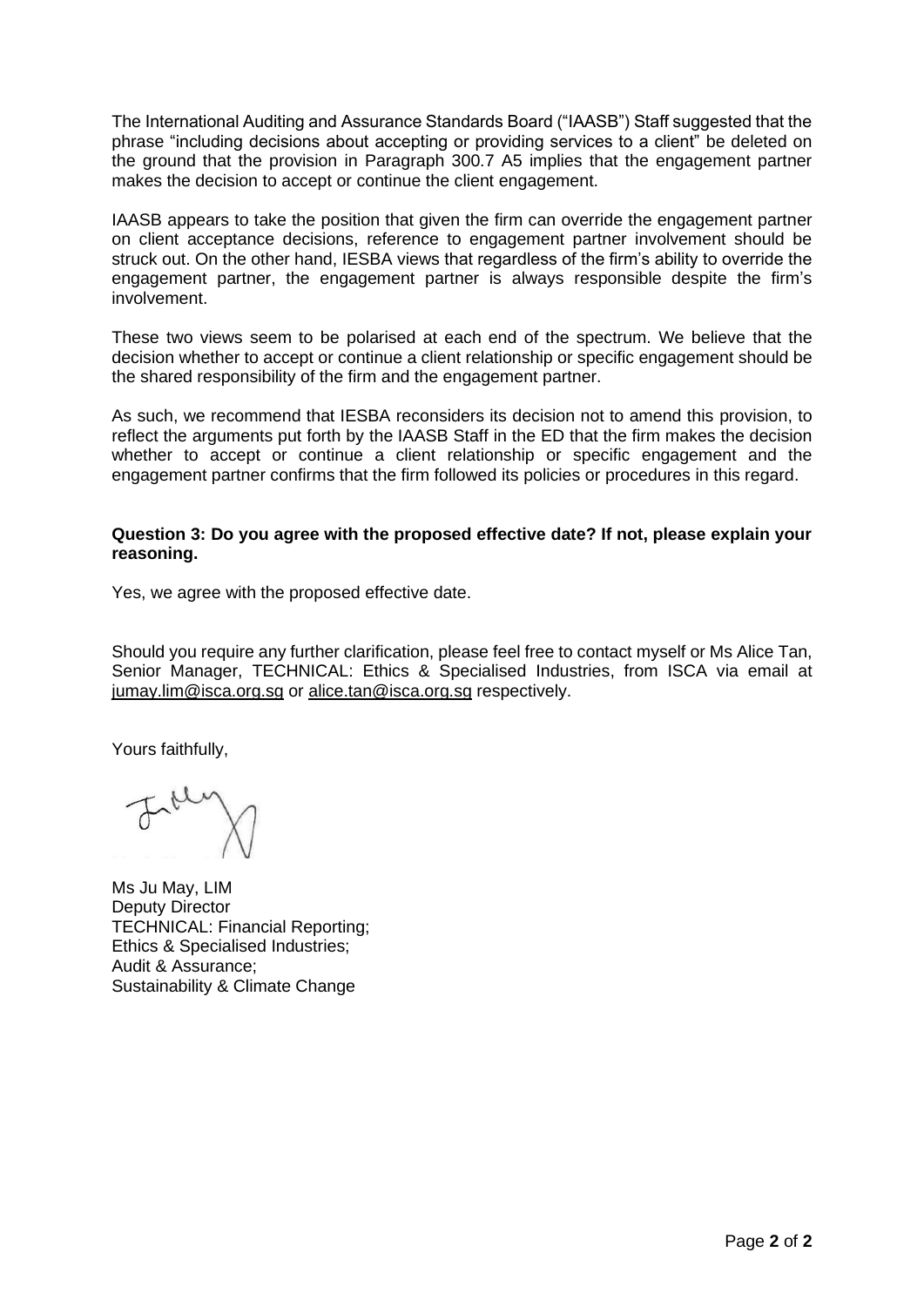The International Auditing and Assurance Standards Board ("IAASB") Staff suggested that the phrase "including decisions about accepting or providing services to a client" be deleted on the ground that the provision in Paragraph 300.7 A5 implies that the engagement partner makes the decision to accept or continue the client engagement.

IAASB appears to take the position that given the firm can override the engagement partner on client acceptance decisions, reference to engagement partner involvement should be struck out. On the other hand, IESBA views that regardless of the firm's ability to override the engagement partner, the engagement partner is always responsible despite the firm's involvement.

These two views seem to be polarised at each end of the spectrum. We believe that the decision whether to accept or continue a client relationship or specific engagement should be the shared responsibility of the firm and the engagement partner.

As such, we recommend that IESBA reconsiders its decision not to amend this provision, to reflect the arguments put forth by the IAASB Staff in the ED that the firm makes the decision whether to accept or continue a client relationship or specific engagement and the engagement partner confirms that the firm followed its policies or procedures in this regard.

**Question 3: Do you agree with the proposed effective date? If not, please explain your reasoning.**

Yes, we agree with the proposed effective date.

Should you require any further clarification, please feel free to contact myself or Ms Alice Tan, Senior Manager, TECHNICAL: Ethics & Specialised Industries, from ISCA via email at jumay.lim@isca.org.sg or alice.tan@isca.org.sg respectively.

Yours faithfully,

Ms Ju May, LIM
Deputy Director
TECHNICAL: Financial Reporting;
Ethics & Specialised Industries;
Audit & Assurance;
Sustainability & Climate Change